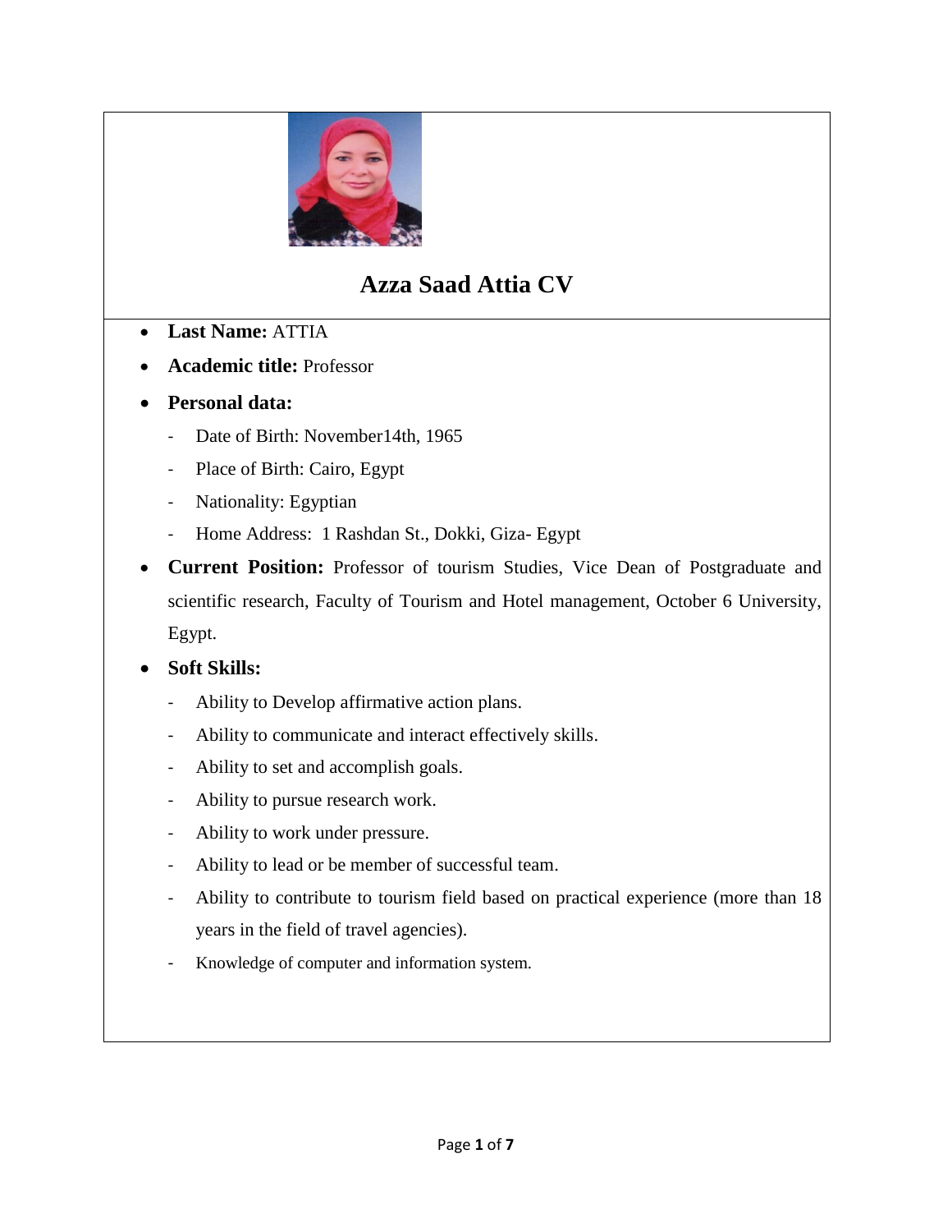# Azza Saad Attia CV

- **Last Name:** ATTIA
- **Academic title:** Professor
- **Personal data:**
  - Date of Birth: November14th, 1965
  - Place of Birth: Cairo, Egypt
  - Nationality: Egyptian
  - Home Address: 1 Rashdan St., Dokki, Giza- Egypt
- **Current Position:** Professor of tourism Studies, Vice Dean of Postgraduate and scientific research, Faculty of Tourism and Hotel management, October 6 University, Egypt.
- **Soft Skills:**
  - Ability to Develop affirmative action plans.
  - Ability to communicate and interact effectively skills.
  - Ability to set and accomplish goals.
  - Ability to pursue research work.
  - Ability to work under pressure.
  - Ability to lead or be member of successful team.
  - Ability to contribute to tourism field based on practical experience (more than 18 years in the field of travel agencies).
  - Knowledge of computer and information system.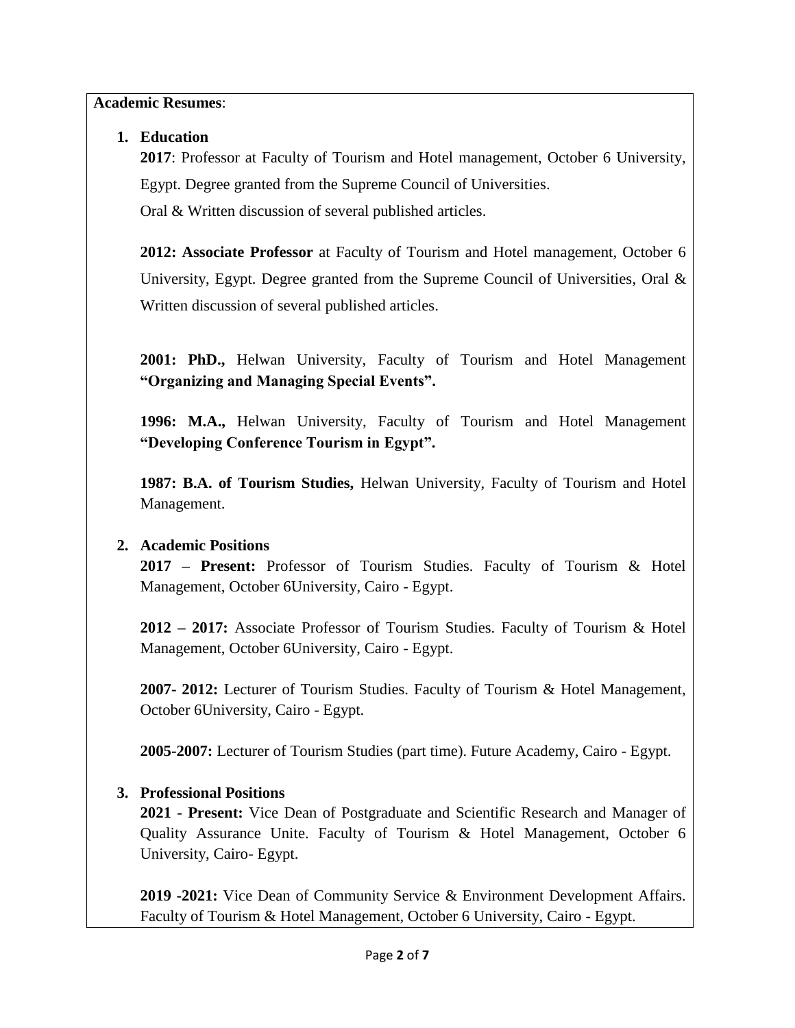**Academic Resumes**:

1. **Education**

   **2017**: Professor at Faculty of Tourism and Hotel management, October 6 University, Egypt. Degree granted from the Supreme Council of Universities.
   Oral & Written discussion of several published articles.

   **2012: Associate Professor** at Faculty of Tourism and Hotel management, October 6 University, Egypt. Degree granted from the Supreme Council of Universities, Oral & Written discussion of several published articles.

   **2001: PhD.,** Helwan University, Faculty of Tourism and Hotel Management **"Organizing and Managing Special Events".**

   **1996: M.A.,** Helwan University, Faculty of Tourism and Hotel Management **"Developing Conference Tourism in Egypt".**

   **1987: B.A. of Tourism Studies,** Helwan University, Faculty of Tourism and Hotel Management.

2. **Academic Positions**

   **2017 – Present:** Professor of Tourism Studies. Faculty of Tourism & Hotel Management, October 6University, Cairo - Egypt.

   **2012 – 2017:** Associate Professor of Tourism Studies. Faculty of Tourism & Hotel Management, October 6University, Cairo - Egypt.

   **2007- 2012:** Lecturer of Tourism Studies. Faculty of Tourism & Hotel Management, October 6University, Cairo - Egypt.

   **2005-2007:** Lecturer of Tourism Studies (part time). Future Academy, Cairo - Egypt.

3. **Professional Positions**

   **2021 - Present:** Vice Dean of Postgraduate and Scientific Research and Manager of Quality Assurance Unite. Faculty of Tourism & Hotel Management, October 6 University, Cairo- Egypt.

   **2019 -2021:** Vice Dean of Community Service & Environment Development Affairs. Faculty of Tourism & Hotel Management, October 6 University, Cairo - Egypt.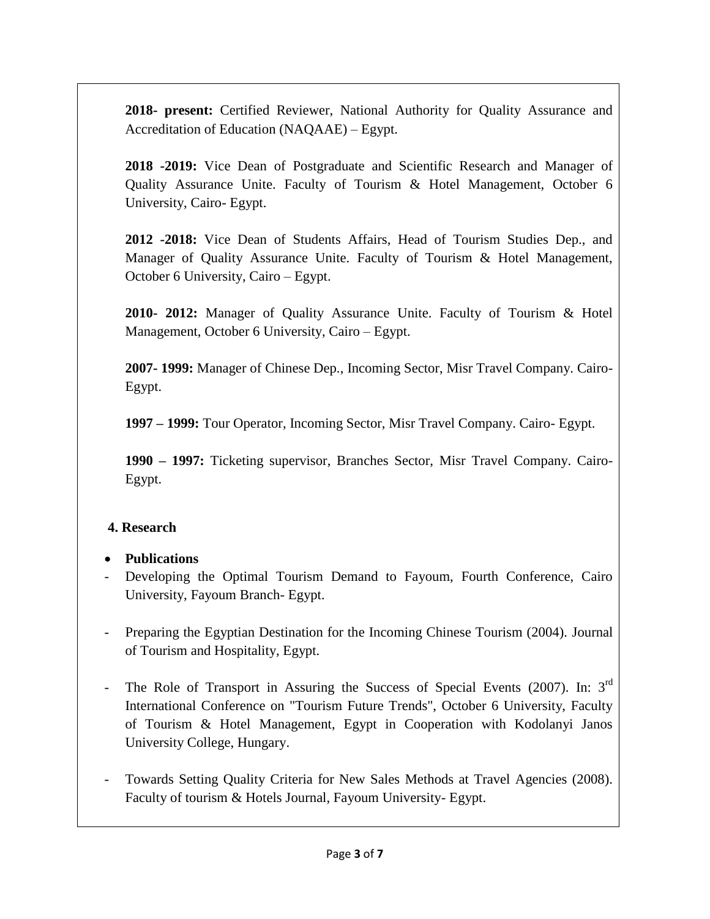**2018- present:** Certified Reviewer, National Authority for Quality Assurance and Accreditation of Education (NAQAAE) – Egypt.

**2018 -2019:** Vice Dean of Postgraduate and Scientific Research and Manager of Quality Assurance Unite. Faculty of Tourism & Hotel Management, October 6 University, Cairo- Egypt.

**2012 -2018:** Vice Dean of Students Affairs, Head of Tourism Studies Dep., and Manager of Quality Assurance Unite. Faculty of Tourism & Hotel Management, October 6 University, Cairo – Egypt.

**2010- 2012:** Manager of Quality Assurance Unite. Faculty of Tourism & Hotel Management, October 6 University, Cairo – Egypt.

**2007- 1999:** Manager of Chinese Dep., Incoming Sector, Misr Travel Company. Cairo- Egypt.

**1997 – 1999:** Tour Operator, Incoming Sector, Misr Travel Company. Cairo- Egypt.

**1990 – 1997:** Ticketing supervisor, Branches Sector, Misr Travel Company. Cairo- Egypt.

## 4. Research

- **Publications**

- Developing the Optimal Tourism Demand to Fayoum, Fourth Conference, Cairo University, Fayoum Branch- Egypt.

- Preparing the Egyptian Destination for the Incoming Chinese Tourism (2004). Journal of Tourism and Hospitality, Egypt.

- The Role of Transport in Assuring the Success of Special Events (2007). In: 3rd International Conference on "Tourism Future Trends", October 6 University, Faculty of Tourism & Hotel Management, Egypt in Cooperation with Kodolanyi Janos University College, Hungary.

- Towards Setting Quality Criteria for New Sales Methods at Travel Agencies (2008). Faculty of tourism & Hotels Journal, Fayoum University- Egypt.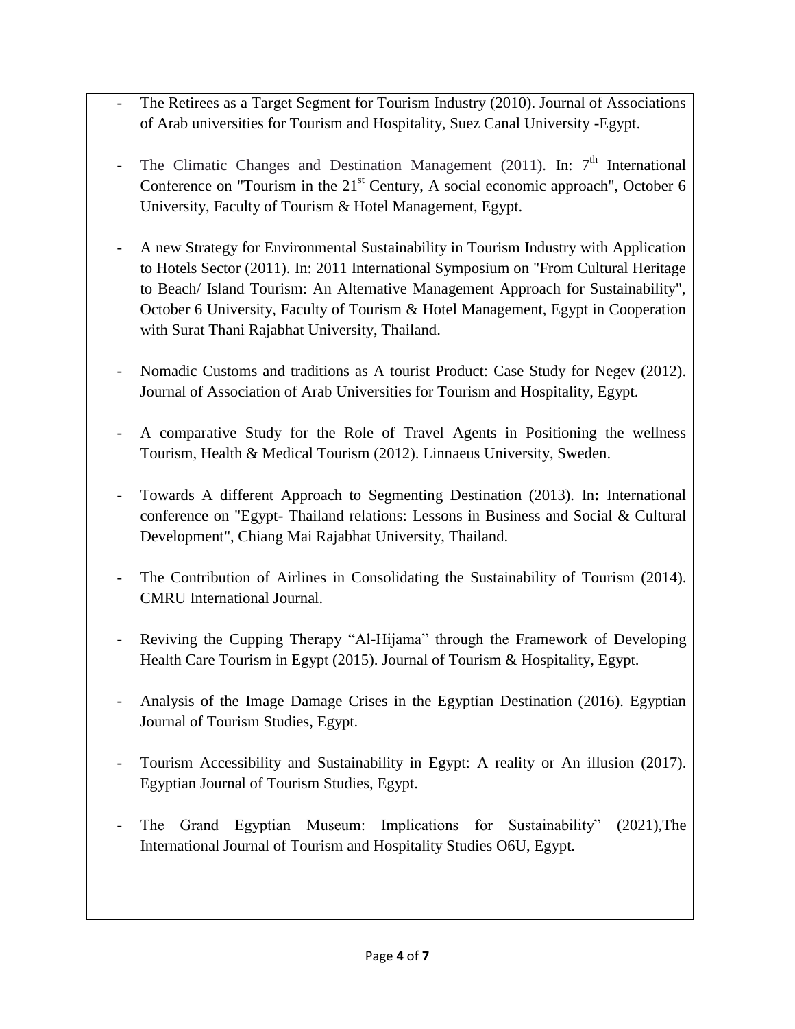- The Retirees as a Target Segment for Tourism Industry (2010). Journal of Associations of Arab universities for Tourism and Hospitality, Suez Canal University -Egypt.

- The Climatic Changes and Destination Management (2011). In: 7th International Conference on "Tourism in the 21st Century, A social economic approach", October 6 University, Faculty of Tourism & Hotel Management, Egypt.

- A new Strategy for Environmental Sustainability in Tourism Industry with Application to Hotels Sector (2011). In: 2011 International Symposium on "From Cultural Heritage to Beach/ Island Tourism: An Alternative Management Approach for Sustainability", October 6 University, Faculty of Tourism & Hotel Management, Egypt in Cooperation with Surat Thani Rajabhat University, Thailand.

- Nomadic Customs and traditions as A tourist Product: Case Study for Negev (2012). Journal of Association of Arab Universities for Tourism and Hospitality, Egypt.

- A comparative Study for the Role of Travel Agents in Positioning the wellness Tourism, Health & Medical Tourism (2012). Linnaeus University, Sweden.

- Towards A different Approach to Segmenting Destination (2013). In**:** International conference on "Egypt- Thailand relations: Lessons in Business and Social & Cultural Development", Chiang Mai Rajabhat University, Thailand.

- The Contribution of Airlines in Consolidating the Sustainability of Tourism (2014). CMRU International Journal.

- Reviving the Cupping Therapy "Al-Hijama" through the Framework of Developing Health Care Tourism in Egypt (2015). Journal of Tourism & Hospitality, Egypt.

- Analysis of the Image Damage Crises in the Egyptian Destination (2016). Egyptian Journal of Tourism Studies, Egypt.

- Tourism Accessibility and Sustainability in Egypt: A reality or An illusion (2017). Egyptian Journal of Tourism Studies, Egypt.

- The Grand Egyptian Museum: Implications for Sustainability" (2021),The International Journal of Tourism and Hospitality Studies O6U, Egypt.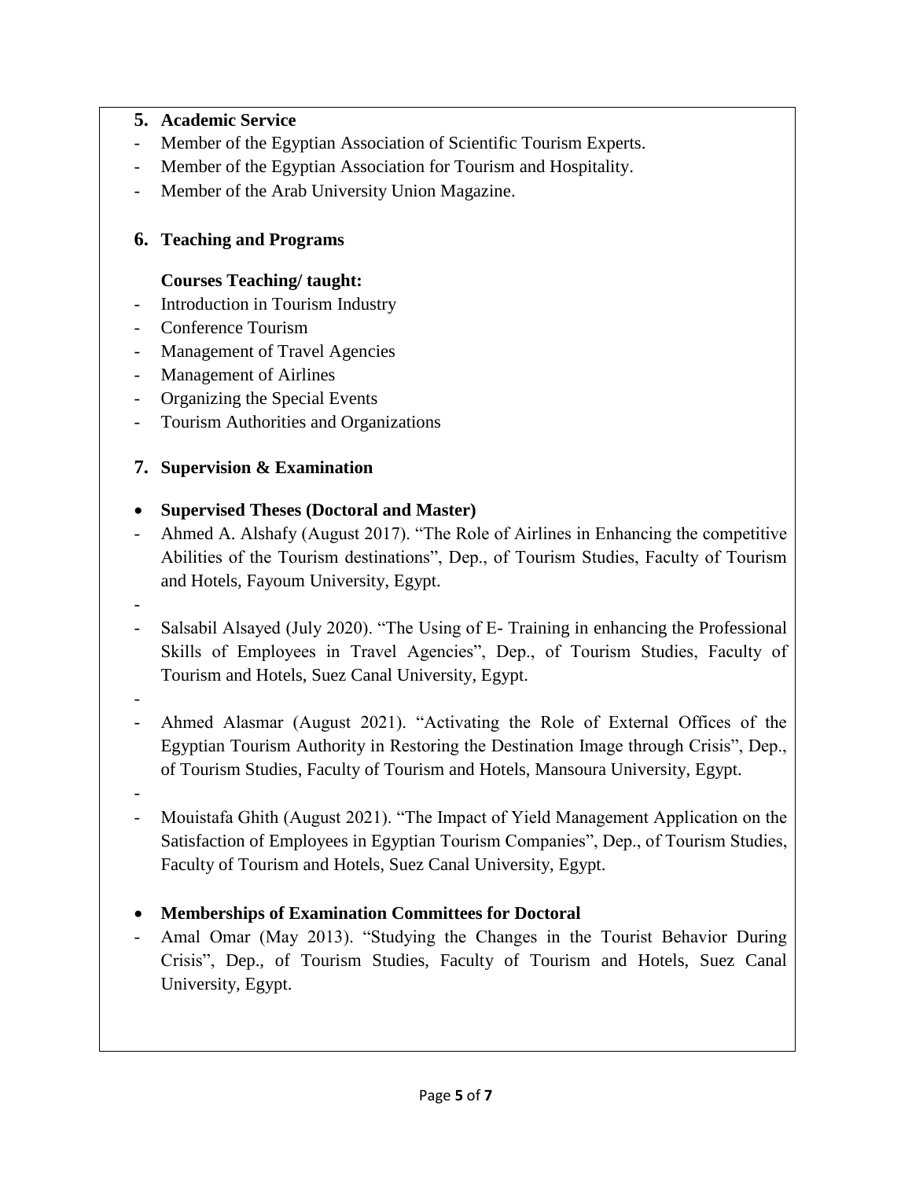## 5. Academic Service

- Member of the Egyptian Association of Scientific Tourism Experts.
- Member of the Egyptian Association for Tourism and Hospitality.
- Member of the Arab University Union Magazine.

## 6. Teaching and Programs

**Courses Teaching/ taught:**

- Introduction in Tourism Industry
- Conference Tourism
- Management of Travel Agencies
- Management of Airlines
- Organizing the Special Events
- Tourism Authorities and Organizations

## 7. Supervision & Examination

- **Supervised Theses (Doctoral and Master)**

- Ahmed A. Alshafy (August 2017). "The Role of Airlines in Enhancing the competitive Abilities of the Tourism destinations", Dep., of Tourism Studies, Faculty of Tourism and Hotels, Fayoum University, Egypt.
- Salsabil Alsayed (July 2020). "The Using of E- Training in enhancing the Professional Skills of Employees in Travel Agencies", Dep., of Tourism Studies, Faculty of Tourism and Hotels, Suez Canal University, Egypt.
- Ahmed Alasmar (August 2021). "Activating the Role of External Offices of the Egyptian Tourism Authority in Restoring the Destination Image through Crisis", Dep., of Tourism Studies, Faculty of Tourism and Hotels, Mansoura University, Egypt.
- Mouistafa Ghith (August 2021). "The Impact of Yield Management Application on the Satisfaction of Employees in Egyptian Tourism Companies", Dep., of Tourism Studies, Faculty of Tourism and Hotels, Suez Canal University, Egypt.

- **Memberships of Examination Committees for Doctoral**

- Amal Omar (May 2013). "Studying the Changes in the Tourist Behavior During Crisis", Dep., of Tourism Studies, Faculty of Tourism and Hotels, Suez Canal University, Egypt.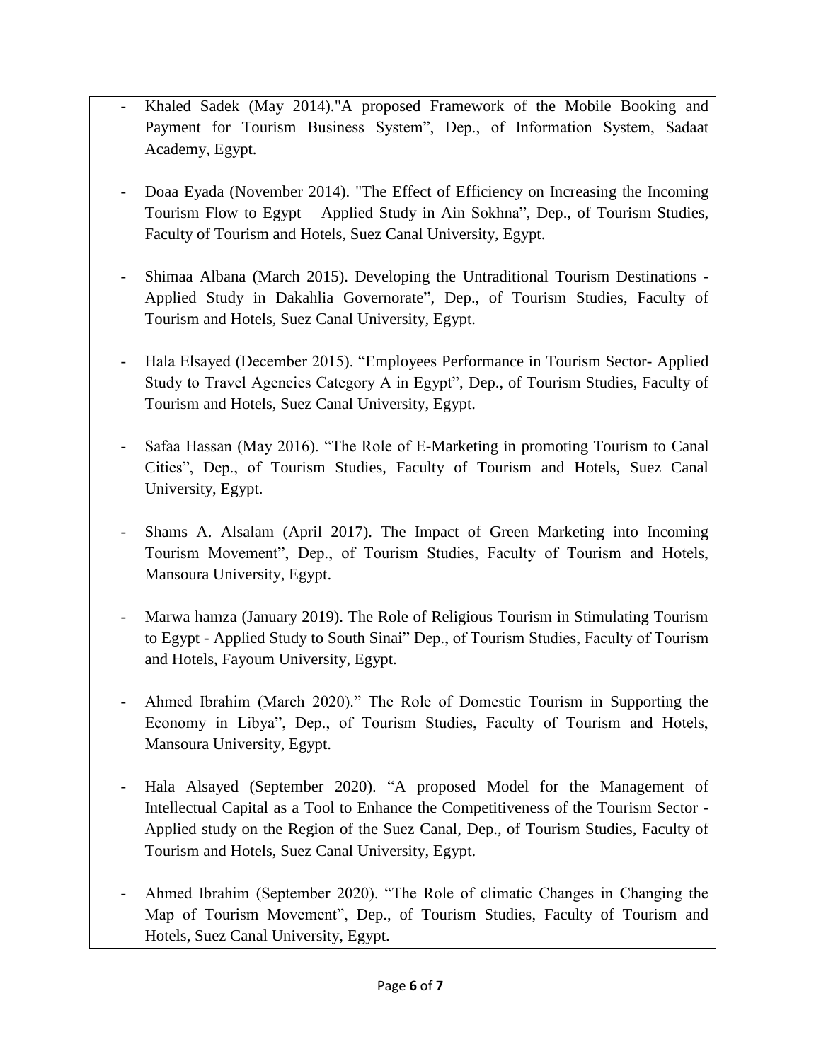- Khaled Sadek (May 2014)."A proposed Framework of the Mobile Booking and Payment for Tourism Business System", Dep., of Information System, Sadaat Academy, Egypt.

- Doaa Eyada (November 2014). "The Effect of Efficiency on Increasing the Incoming Tourism Flow to Egypt – Applied Study in Ain Sokhna", Dep., of Tourism Studies, Faculty of Tourism and Hotels, Suez Canal University, Egypt.

- Shimaa Albana (March 2015). Developing the Untraditional Tourism Destinations - Applied Study in Dakahlia Governorate", Dep., of Tourism Studies, Faculty of Tourism and Hotels, Suez Canal University, Egypt.

- Hala Elsayed (December 2015). "Employees Performance in Tourism Sector- Applied Study to Travel Agencies Category A in Egypt", Dep., of Tourism Studies, Faculty of Tourism and Hotels, Suez Canal University, Egypt.

- Safaa Hassan (May 2016). "The Role of E-Marketing in promoting Tourism to Canal Cities", Dep., of Tourism Studies, Faculty of Tourism and Hotels, Suez Canal University, Egypt.

- Shams A. Alsalam (April 2017). The Impact of Green Marketing into Incoming Tourism Movement", Dep., of Tourism Studies, Faculty of Tourism and Hotels, Mansoura University, Egypt.

- Marwa hamza (January 2019). The Role of Religious Tourism in Stimulating Tourism to Egypt - Applied Study to South Sinai" Dep., of Tourism Studies, Faculty of Tourism and Hotels, Fayoum University, Egypt.

- Ahmed Ibrahim (March 2020)." The Role of Domestic Tourism in Supporting the Economy in Libya", Dep., of Tourism Studies, Faculty of Tourism and Hotels, Mansoura University, Egypt.

- Hala Alsayed (September 2020). "A proposed Model for the Management of Intellectual Capital as a Tool to Enhance the Competitiveness of the Tourism Sector - Applied study on the Region of the Suez Canal, Dep., of Tourism Studies, Faculty of Tourism and Hotels, Suez Canal University, Egypt.

- Ahmed Ibrahim (September 2020). "The Role of climatic Changes in Changing the Map of Tourism Movement", Dep., of Tourism Studies, Faculty of Tourism and Hotels, Suez Canal University, Egypt.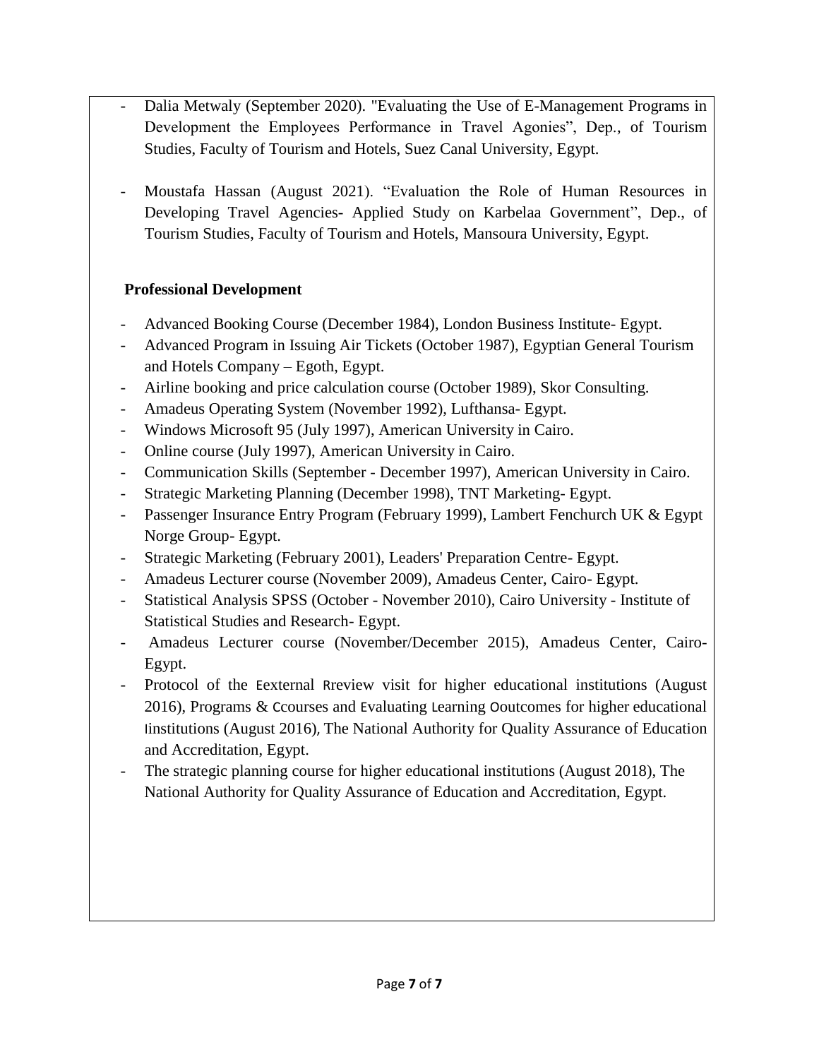- Dalia Metwaly (September 2020). "Evaluating the Use of E-Management Programs in Development the Employees Performance in Travel Agonies", Dep., of Tourism Studies, Faculty of Tourism and Hotels, Suez Canal University, Egypt.

- Moustafa Hassan (August 2021). "Evaluation the Role of Human Resources in Developing Travel Agencies- Applied Study on Karbelaa Government", Dep., of Tourism Studies, Faculty of Tourism and Hotels, Mansoura University, Egypt.

**Professional Development**

- Advanced Booking Course (December 1984), London Business Institute- Egypt.
- Advanced Program in Issuing Air Tickets (October 1987), Egyptian General Tourism and Hotels Company – Egoth, Egypt.
- Airline booking and price calculation course (October 1989), Skor Consulting.
- Amadeus Operating System (November 1992), Lufthansa- Egypt.
- Windows Microsoft 95 (July 1997), American University in Cairo.
- Online course (July 1997), American University in Cairo.
- Communication Skills (September - December 1997), American University in Cairo.
- Strategic Marketing Planning (December 1998), TNT Marketing- Egypt.
- Passenger Insurance Entry Program (February 1999), Lambert Fenchurch UK & Egypt Norge Group- Egypt.
- Strategic Marketing (February 2001), Leaders' Preparation Centre- Egypt.
- Amadeus Lecturer course (November 2009), Amadeus Center, Cairo- Egypt.
- Statistical Analysis SPSS (October - November 2010), Cairo University - Institute of Statistical Studies and Research- Egypt.
- Amadeus Lecturer course (November/December 2015), Amadeus Center, Cairo- Egypt.
- Protocol of the Eexternal Rreview visit for higher educational institutions (August 2016), Programs & Ccourses and Evaluating Learning Ooutcomes for higher educational Iinstitutions (August 2016), The National Authority for Quality Assurance of Education and Accreditation, Egypt.
- The strategic planning course for higher educational institutions (August 2018), The National Authority for Quality Assurance of Education and Accreditation, Egypt.